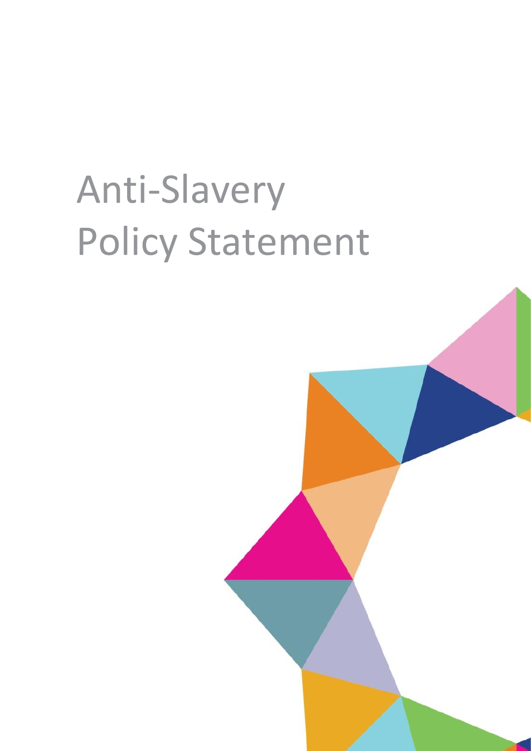# Anti-Slavery Policy Statement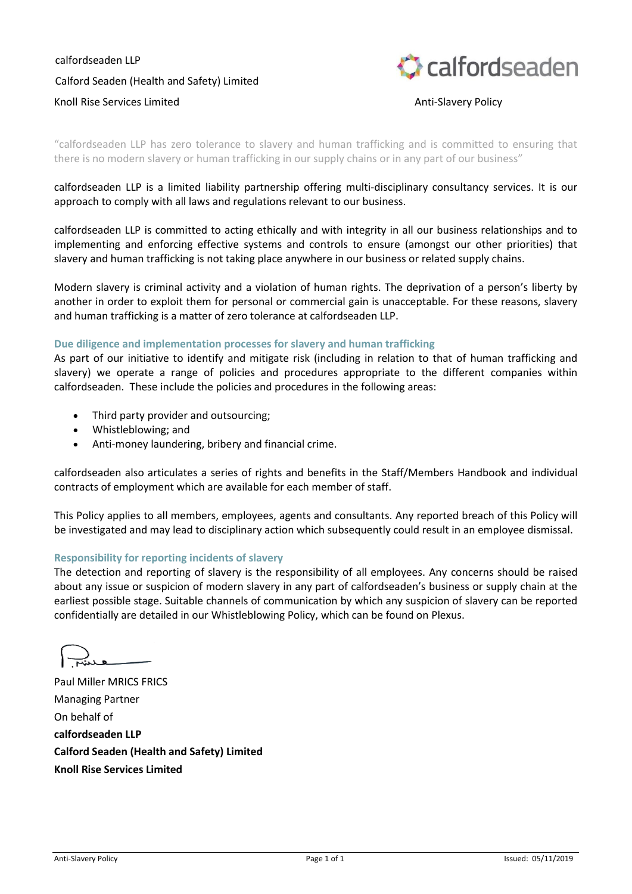calfordseaden LLP

Calford Seaden (Health and Safety) Limited

Knoll Rise Services Limited

calfordseaden

Anti-Slavery Policy

"calfordseaden LLP has zero tolerance to slavery and human trafficking and is committed to ensuring that there is no modern slavery or human trafficking in our supply chains or in any part of our business"

calfordseaden LLP is a limited liability partnership offering multi-disciplinary consultancy services. It is our approach to comply with all laws and regulations relevant to our business.

calfordseaden LLP is committed to acting ethically and with integrity in all our business relationships and to implementing and enforcing effective systems and controls to ensure (amongst our other priorities) that slavery and human trafficking is not taking place anywhere in our business or related supply chains.

Modern slavery is criminal activity and a violation of human rights. The deprivation of a person's liberty by another in order to exploit them for personal or commercial gain is unacceptable. For these reasons, slavery and human trafficking is a matter of zero tolerance at calfordseaden LLP.

### Due diligence and implementation processes for slavery and human trafficking

As part of our initiative to identify and mitigate risk (including in relation to that of human trafficking and slavery) we operate a range of policies and procedures appropriate to the different companies within calfordseaden. These include the policies and procedures in the following areas:

- Third party provider and outsourcing;
- Whistleblowing; and
- Anti-money laundering, bribery and financial crime.

calfordseaden also articulates a series of rights and benefits in the Staff/Members Handbook and individual contracts of employment which are available for each member of staff.

This Policy applies to all members, employees, agents and consultants. Any reported breach of this Policy will be investigated and may lead to disciplinary action which subsequently could result in an employee dismissal.

### Responsibility for reporting incidents of slavery

The detection and reporting of slavery is the responsibility of all employees. Any concerns should be raised about any issue or suspicion of modern slavery in any part of calfordseaden's business or supply chain at the earliest possible stage. Suitable channels of communication by which any suspicion of slavery can be reported confidentially are detailed in our Whistleblowing Policy, which can be found on Plexus.

Paul Miller MRICS FRICS
Managing Partner
On behalf of
**calfordseaden LLP**
**Calford Seaden (Health and Safety) Limited**
**Knoll Rise Services Limited**

Issued: 05/11/2019